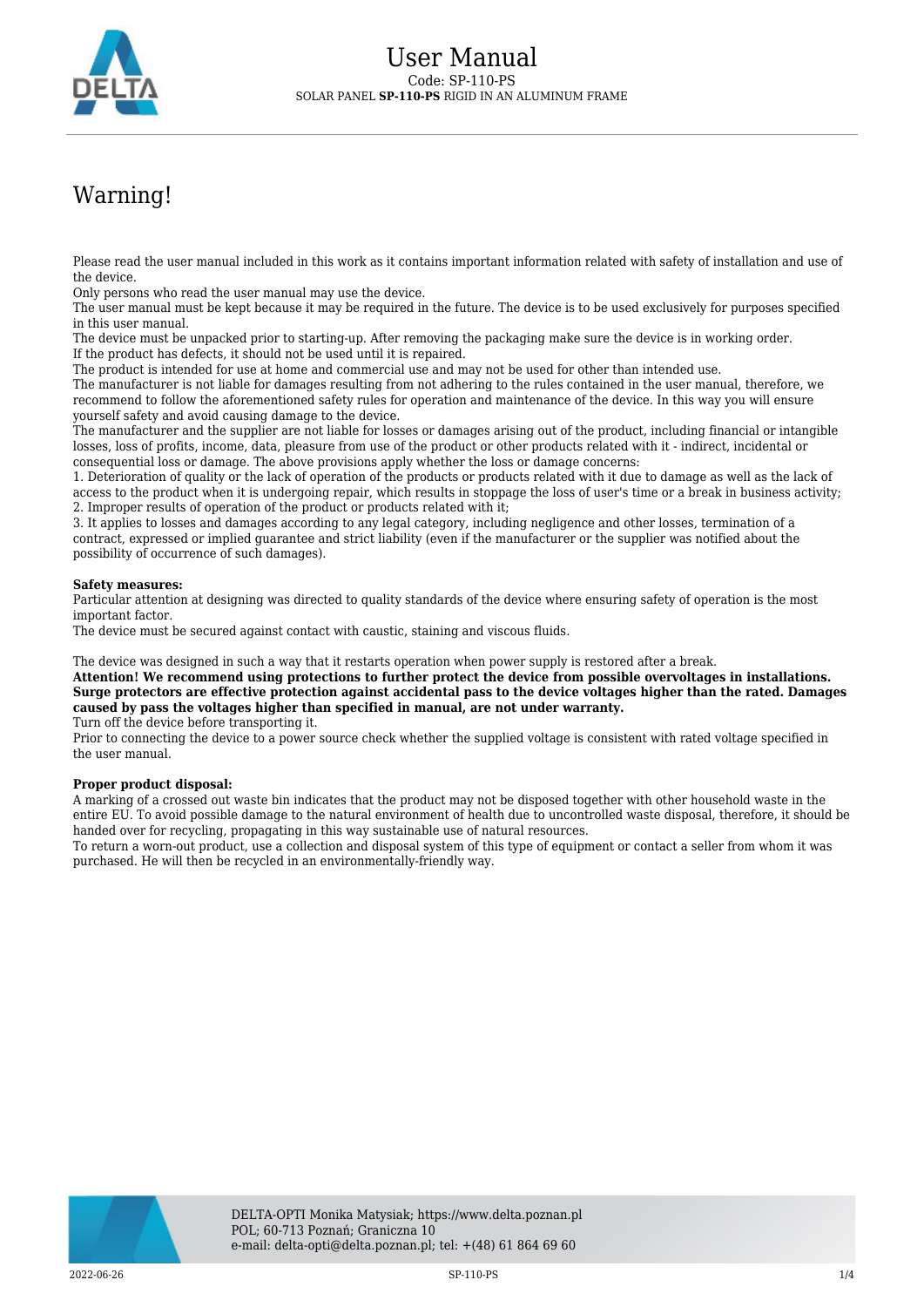# User Manual

Code: SP-110-PS

SOLAR PANEL **SP-110-PS** RIGID IN AN ALUMINUM FRAME

## Warning!

Please read the user manual included in this work as it contains important information related with safety of installation and use of the device.
Only persons who read the user manual may use the device.
The user manual must be kept because it may be required in the future. The device is to be used exclusively for purposes specified in this user manual.
The device must be unpacked prior to starting-up. After removing the packaging make sure the device is in working order.
If the product has defects, it should not be used until it is repaired.
The product is intended for use at home and commercial use and may not be used for other than intended use.
The manufacturer is not liable for damages resulting from not adhering to the rules contained in the user manual, therefore, we recommend to follow the aforementioned safety rules for operation and maintenance of the device. In this way you will ensure yourself safety and avoid causing damage to the device.
The manufacturer and the supplier are not liable for losses or damages arising out of the product, including financial or intangible losses, loss of profits, income, data, pleasure from use of the product or other products related with it - indirect, incidental or consequential loss or damage. The above provisions apply whether the loss or damage concerns:
1. Deterioration of quality or the lack of operation of the products or products related with it due to damage as well as the lack of access to the product when it is undergoing repair, which results in stoppage the loss of user's time or a break in business activity;
2. Improper results of operation of the product or products related with it;
3. It applies to losses and damages according to any legal category, including negligence and other losses, termination of a contract, expressed or implied guarantee and strict liability (even if the manufacturer or the supplier was notified about the possibility of occurrence of such damages).

**Safety measures:**
Particular attention at designing was directed to quality standards of the device where ensuring safety of operation is the most important factor.
The device must be secured against contact with caustic, staining and viscous fluids.

The device was designed in such a way that it restarts operation when power supply is restored after a break.
**Attention! We recommend using protections to further protect the device from possible overvoltages in installations. Surge protectors are effective protection against accidental pass to the device voltages higher than the rated. Damages caused by pass the voltages higher than specified in manual, are not under warranty.**
Turn off the device before transporting it.
Prior to connecting the device to a power source check whether the supplied voltage is consistent with rated voltage specified in the user manual.

**Proper product disposal:**
A marking of a crossed out waste bin indicates that the product may not be disposed together with other household waste in the entire EU. To avoid possible damage to the natural environment of health due to uncontrolled waste disposal, therefore, it should be handed over for recycling, propagating in this way sustainable use of natural resources.
To return a worn-out product, use a collection and disposal system of this type of equipment or contact a seller from whom it was purchased. He will then be recycled in an environmentally-friendly way.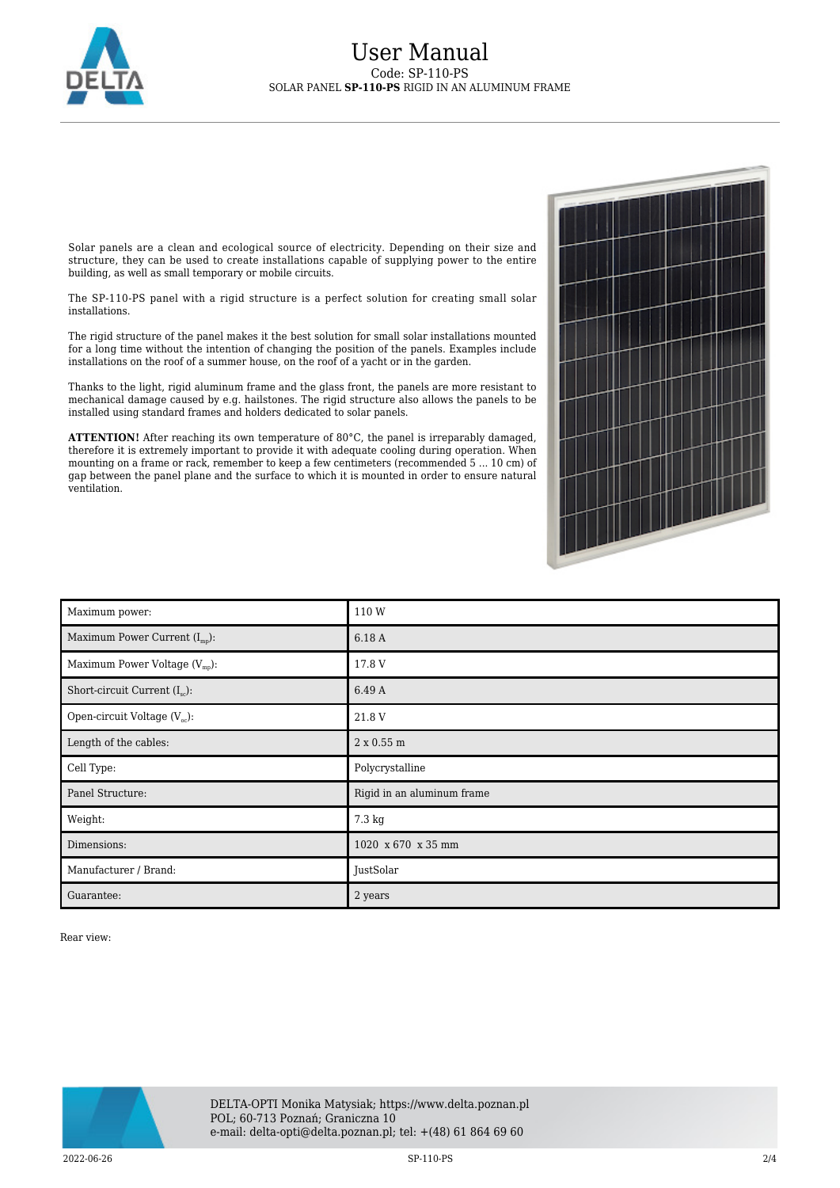# User Manual

Code: SP-110-PS

SOLAR PANEL **SP-110-PS** RIGID IN AN ALUMINUM FRAME

Solar panels are a clean and ecological source of electricity. Depending on their size and structure, they can be used to create installations capable of supplying power to the entire building, as well as small temporary or mobile circuits.

The SP-110-PS panel with a rigid structure is a perfect solution for creating small solar installations.

The rigid structure of the panel makes it the best solution for small solar installations mounted for a long time without the intention of changing the position of the panels. Examples include installations on the roof of a summer house, on the roof of a yacht or in the garden.

Thanks to the light, rigid aluminum frame and the glass front, the panels are more resistant to mechanical damage caused by e.g. hailstones. The rigid structure also allows the panels to be installed using standard frames and holders dedicated to solar panels.

**ATTENTION!** After reaching its own temperature of 80°C, the panel is irreparably damaged, therefore it is extremely important to provide it with adequate cooling during operation. When mounting on a frame or rack, remember to keep a few centimeters (recommended 5 ... 10 cm) of gap between the panel plane and the surface to which it is mounted in order to ensure natural ventilation.

| | |
|---|---|
| Maximum power: | 110 W |
| Maximum Power Current ($I_{mp}$): | 6.18 A |
| Maximum Power Voltage ($V_{mp}$): | 17.8 V |
| Short-circuit Current ($I_{sc}$): | 6.49 A |
| Open-circuit Voltage ($V_{oc}$): | 21.8 V |
| Length of the cables: | 2 x 0.55 m |
| Cell Type: | Polycrystalline |
| Panel Structure: | Rigid in an aluminum frame |
| Weight: | 7.3 kg |
| Dimensions: | 1020 x 670 x 35 mm |
| Manufacturer / Brand: | JustSolar |
| Guarantee: | 2 years |

Rear view:

DELTA-OPTI Monika Matysiak; https://www.delta.poznan.pl
POL; 60-713 Poznań; Graniczna 10
e-mail: delta-opti@delta.poznan.pl; tel: +(48) 61 864 69 60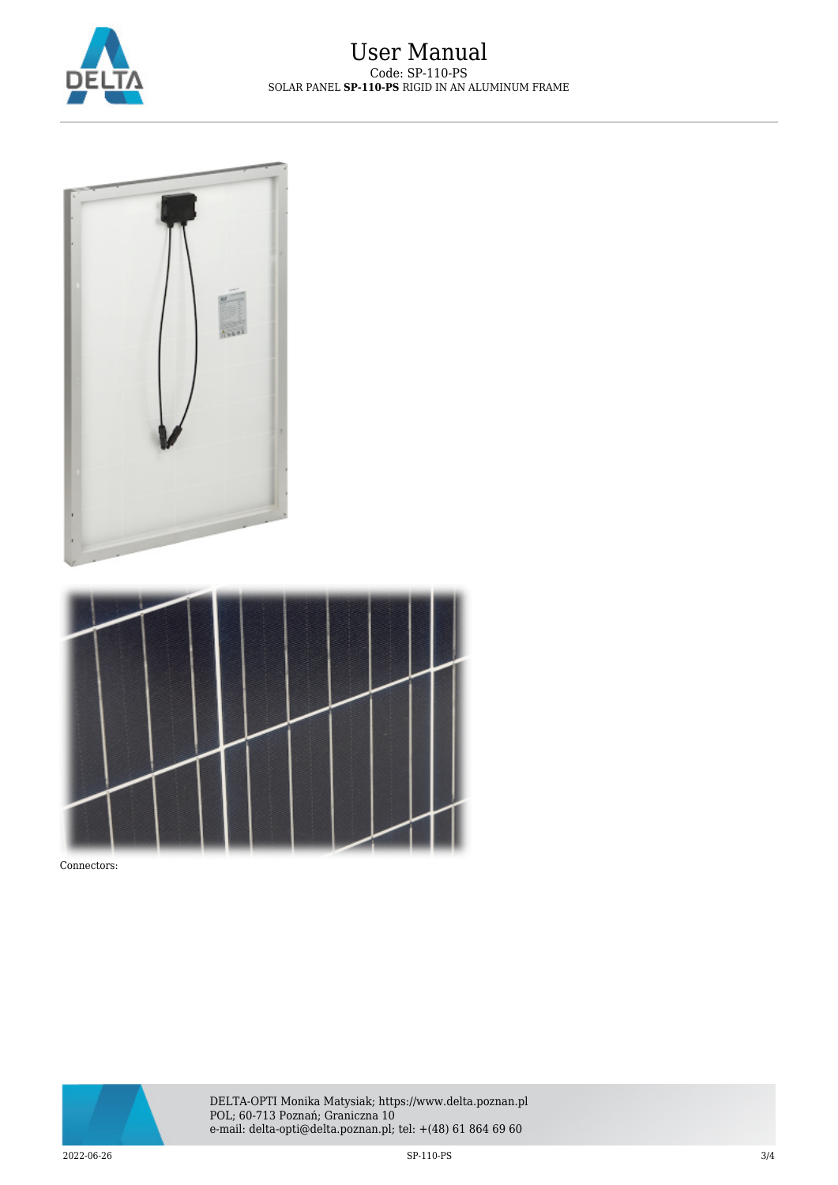Connectors: